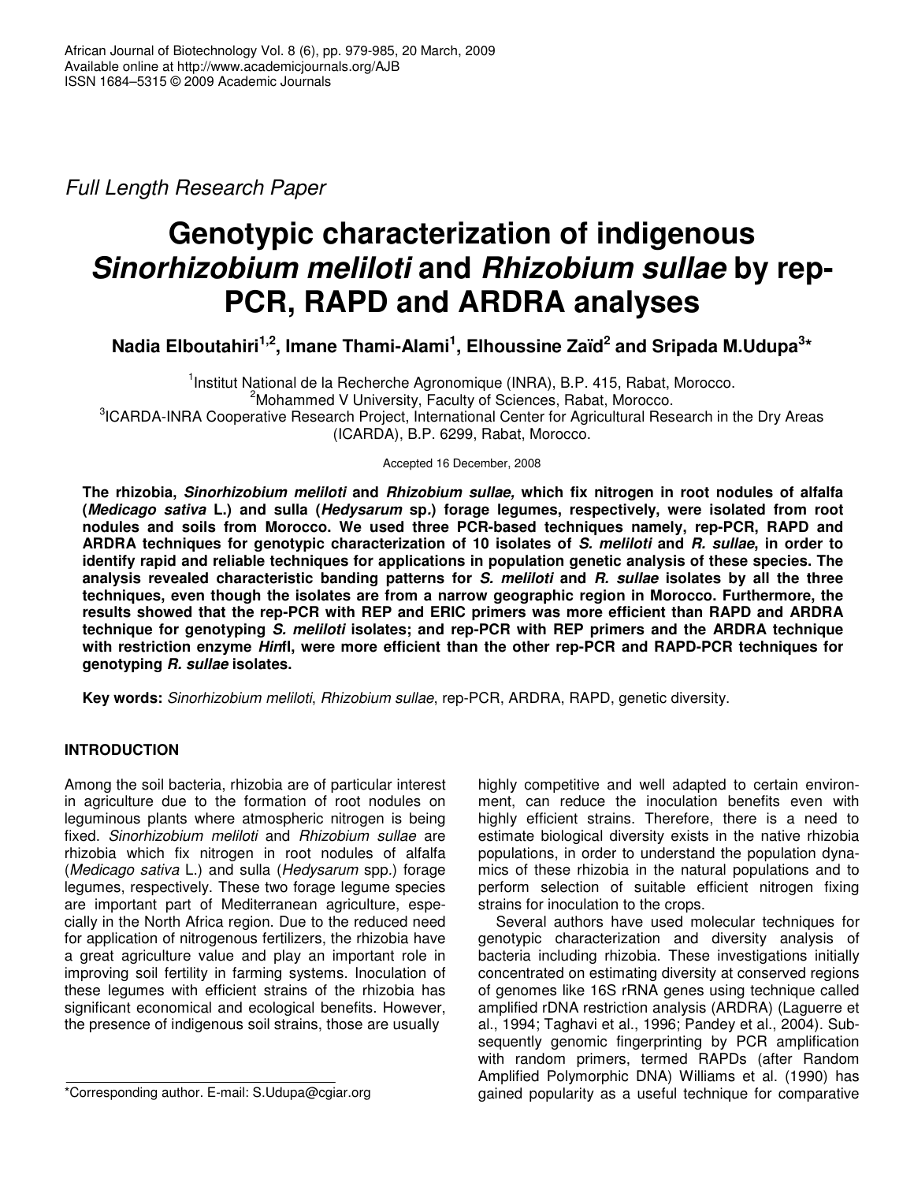*Full Length Research Paper*

# Genotypic characterization of indigenous *Sinorhizobium meliloti* and *Rhizobium sullae* by rep-PCR, RAPD and ARDRA analyses

**Nadia Elboutahiri[1,2], Imane Thami-Alami[1], Elhoussine Zaïd[2] and Sripada M.Udupa[3]***

[1]Institut National de la Recherche Agronomique (INRA), B.P. 415, Rabat, Morocco.
[2]Mohammed V University, Faculty of Sciences, Rabat, Morocco.
[3]ICARDA-INRA Cooperative Research Project, International Center for Agricultural Research in the Dry Areas (ICARDA), B.P. 6299, Rabat, Morocco.

Accepted 16 December, 2008

**The rhizobia, *Sinorhizobium meliloti* and *Rhizobium sullae*, which fix nitrogen in root nodules of alfalfa (*Medicago sativa* L.) and sulla (*Hedysarum* sp.) forage legumes, respectively, were isolated from root nodules and soils from Morocco. We used three PCR-based techniques namely, rep-PCR, RAPD and ARDRA techniques for genotypic characterization of 10 isolates of *S. meliloti* and *R. sullae*, in order to identify rapid and reliable techniques for applications in population genetic analysis of these species. The analysis revealed characteristic banding patterns for *S. meliloti* and *R. sullae* isolates by all the three techniques, even though the isolates are from a narrow geographic region in Morocco. Furthermore, the results showed that the rep-PCR with REP and ERIC primers was more efficient than RAPD and ARDRA technique for genotyping *S. meliloti* isolates; and rep-PCR with REP primers and the ARDRA technique with restriction enzyme *Hin*fI, were more efficient than the other rep-PCR and RAPD-PCR techniques for genotyping *R. sullae* isolates.**

**Key words:** *Sinorhizobium meliloti*, *Rhizobium sullae*, rep-PCR, ARDRA, RAPD, genetic diversity.

## INTRODUCTION

Among the soil bacteria, rhizobia are of particular interest in agriculture due to the formation of root nodules on leguminous plants where atmospheric nitrogen is being fixed. *Sinorhizobium meliloti* and *Rhizobium sullae* are rhizobia which fix nitrogen in root nodules of alfalfa (*Medicago sativa* L.) and sulla (*Hedysarum* spp.) forage legumes, respectively. These two forage legume species are important part of Mediterranean agriculture, especially in the North Africa region. Due to the reduced need for application of nitrogenous fertilizers, the rhizobia have a great agriculture value and play an important role in improving soil fertility in farming systems. Inoculation of these legumes with efficient strains of the rhizobia has significant economical and ecological benefits. However, the presence of indigenous soil strains, those are usually highly competitive and well adapted to certain environment, can reduce the inoculation benefits even with highly efficient strains. Therefore, there is a need to estimate biological diversity exists in the native rhizobia populations, in order to understand the population dynamics of these rhizobia in the natural populations and to perform selection of suitable efficient nitrogen fixing strains for inoculation to the crops.

Several authors have used molecular techniques for genotypic characterization and diversity analysis of bacteria including rhizobia. These investigations initially concentrated on estimating diversity at conserved regions of genomes like 16S rRNA genes using technique called amplified rDNA restriction analysis (ARDRA) (Laguerre et al., 1994; Taghavi et al., 1996; Pandey et al., 2004). Subsequently genomic fingerprinting by PCR amplification with random primers, termed RAPDs (after Random Amplified Polymorphic DNA) Williams et al. (1990) has gained popularity as a useful technique for comparative

*Corresponding author. E-mail: S.Udupa@cgiar.org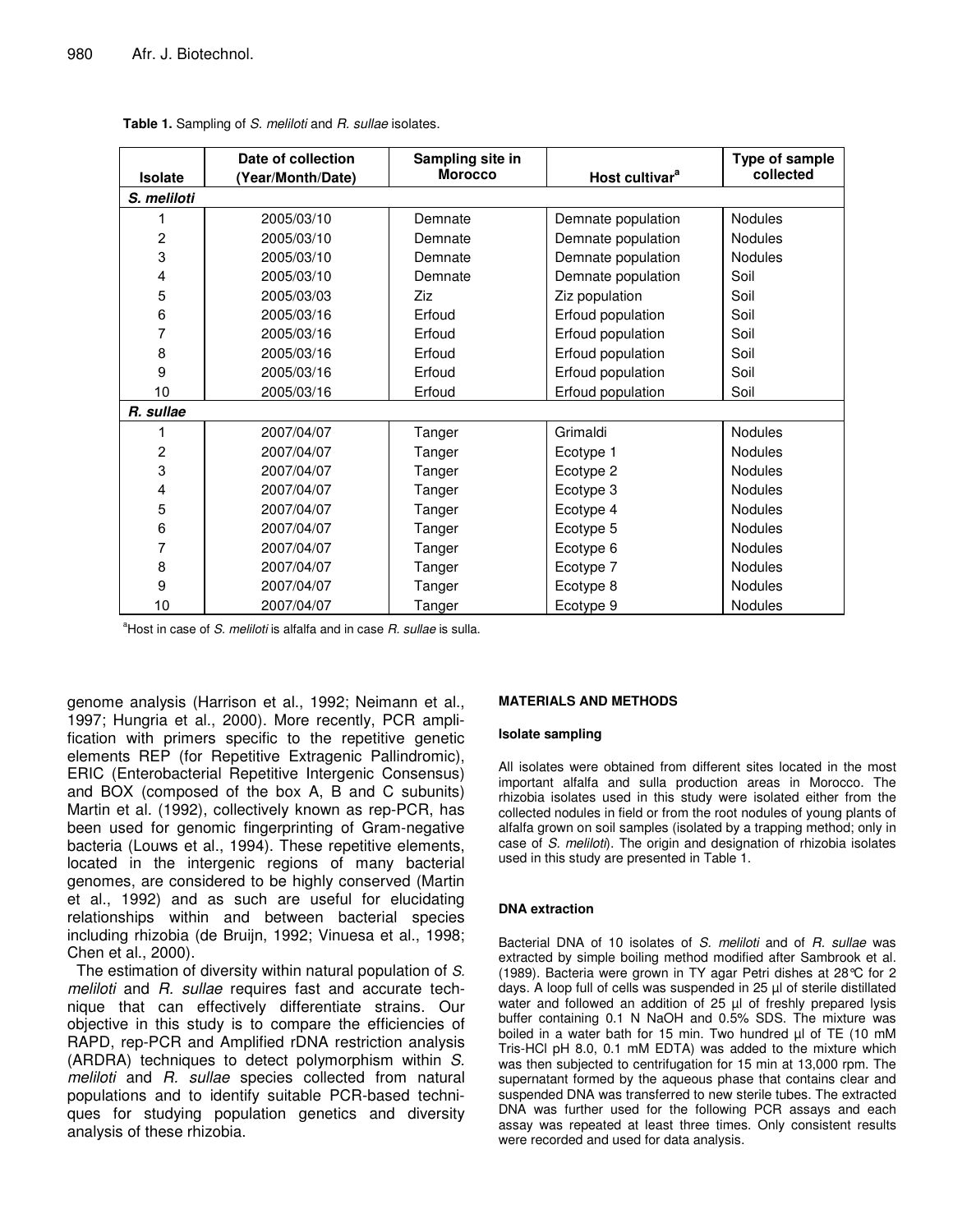**Table 1.** Sampling of *S. meliloti* and *R. sullae* isolates.

| Isolate | Date of collection (Year/Month/Date) | Sampling site in Morocco | Host cultivar[a] | Type of sample collected |
|---|---|---|---|---|
| ***S. meliloti*** | | | | |
| 1 | 2005/03/10 | Demnate | Demnate population | Nodules |
| 2 | 2005/03/10 | Demnate | Demnate population | Nodules |
| 3 | 2005/03/10 | Demnate | Demnate population | Nodules |
| 4 | 2005/03/10 | Demnate | Demnate population | Soil |
| 5 | 2005/03/03 | Ziz | Ziz population | Soil |
| 6 | 2005/03/16 | Erfoud | Erfoud population | Soil |
| 7 | 2005/03/16 | Erfoud | Erfoud population | Soil |
| 8 | 2005/03/16 | Erfoud | Erfoud population | Soil |
| 9 | 2005/03/16 | Erfoud | Erfoud population | Soil |
| 10 | 2005/03/16 | Erfoud | Erfoud population | Soil |
| ***R. sullae*** | | | | |
| 1 | 2007/04/07 | Tanger | Grimaldi | Nodules |
| 2 | 2007/04/07 | Tanger | Ecotype 1 | Nodules |
| 3 | 2007/04/07 | Tanger | Ecotype 2 | Nodules |
| 4 | 2007/04/07 | Tanger | Ecotype 3 | Nodules |
| 5 | 2007/04/07 | Tanger | Ecotype 4 | Nodules |
| 6 | 2007/04/07 | Tanger | Ecotype 5 | Nodules |
| 7 | 2007/04/07 | Tanger | Ecotype 6 | Nodules |
| 8 | 2007/04/07 | Tanger | Ecotype 7 | Nodules |
| 9 | 2007/04/07 | Tanger | Ecotype 8 | Nodules |
| 10 | 2007/04/07 | Tanger | Ecotype 9 | Nodules |

[a]Host in case of *S. meliloti* is alfalfa and in case *R. sullae* is sulla.

genome analysis (Harrison et al., 1992; Neimann et al., 1997; Hungria et al., 2000). More recently, PCR amplification with primers specific to the repetitive genetic elements REP (for Repetitive Extragenic Pallindromic), ERIC (Enterobacterial Repetitive Intergenic Consensus) and BOX (composed of the box A, B and C subunits) Martin et al. (1992), collectively known as rep-PCR, has been used for genomic fingerprinting of Gram-negative bacteria (Louws et al., 1994). These repetitive elements, located in the intergenic regions of many bacterial genomes, are considered to be highly conserved (Martin et al., 1992) and as such are useful for elucidating relationships within and between bacterial species including rhizobia (de Bruijn, 1992; Vinuesa et al., 1998; Chen et al., 2000).

The estimation of diversity within natural population of *S. meliloti* and *R. sullae* requires fast and accurate technique that can effectively differentiate strains. Our objective in this study is to compare the efficiencies of RAPD, rep-PCR and Amplified rDNA restriction analysis (ARDRA) techniques to detect polymorphism within *S. meliloti* and *R. sullae* species collected from natural populations and to identify suitable PCR-based techniques for studying population genetics and diversity analysis of these rhizobia.

## MATERIALS AND METHODS

### Isolate sampling

All isolates were obtained from different sites located in the most important alfalfa and sulla production areas in Morocco. The rhizobia isolates used in this study were isolated either from the collected nodules in field or from the root nodules of young plants of alfalfa grown on soil samples (isolated by a trapping method; only in case of *S. meliloti*). The origin and designation of rhizobia isolates used in this study are presented in Table 1.

### DNA extraction

Bacterial DNA of 10 isolates of *S. meliloti* and of *R. sullae* was extracted by simple boiling method modified after Sambrook et al. (1989). Bacteria were grown in TY agar Petri dishes at 28°C for 2 days. A loop full of cells was suspended in 25 µl of sterile distillated water and followed an addition of 25 µl of freshly prepared lysis buffer containing 0.1 N NaOH and 0.5% SDS. The mixture was boiled in a water bath for 15 min. Two hundred µl of TE (10 mM Tris-HCl pH 8.0, 0.1 mM EDTA) was added to the mixture which was then subjected to centrifugation for 15 min at 13,000 rpm. The supernatant formed by the aqueous phase that contains clear and suspended DNA was transferred to new sterile tubes. The extracted DNA was further used for the following PCR assays and each assay was repeated at least three times. Only consistent results were recorded and used for data analysis.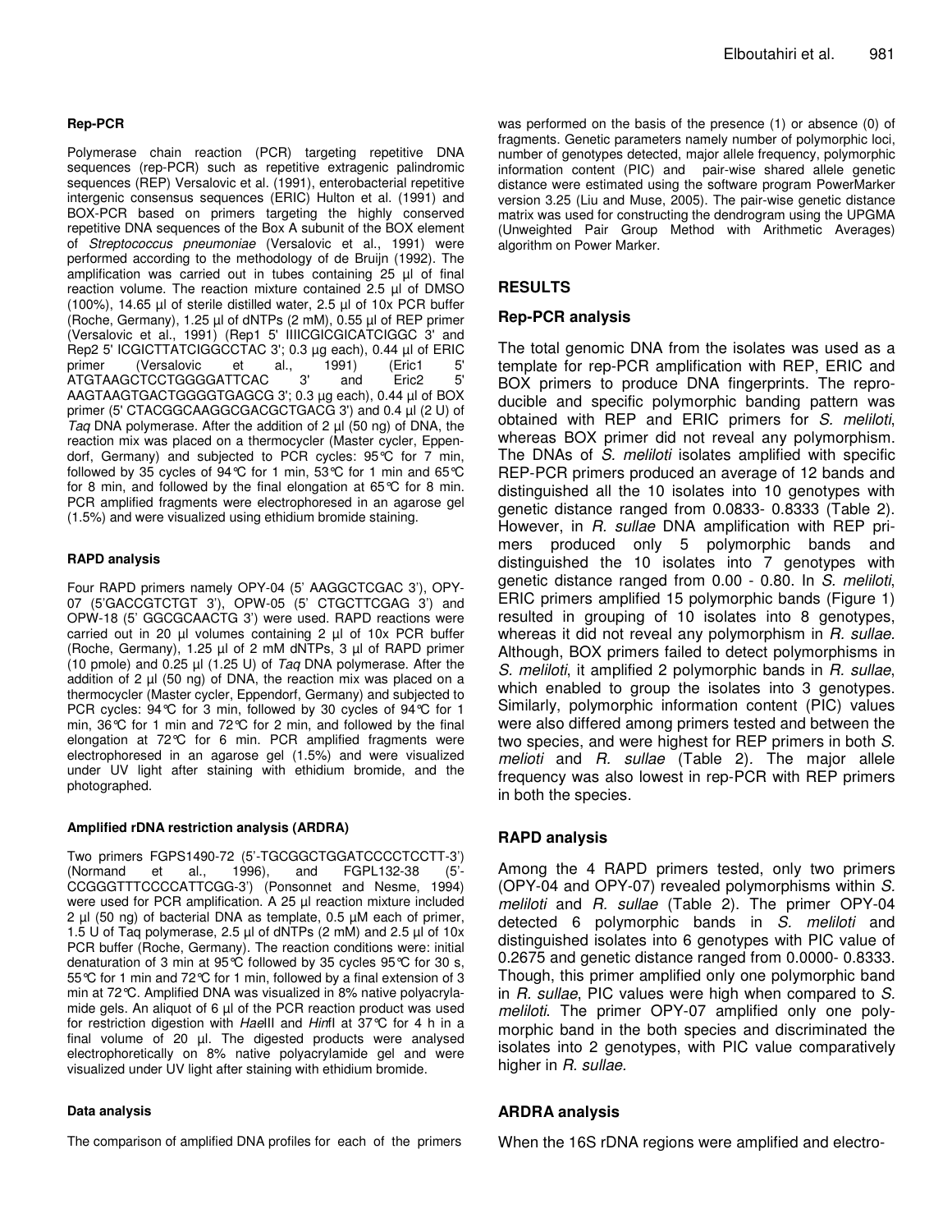**Rep-PCR**

Polymerase chain reaction (PCR) targeting repetitive DNA sequences (rep-PCR) such as repetitive extragenic palindromic sequences (REP) Versalovic et al. (1991), enterobacterial repetitive intergenic consensus sequences (ERIC) Hulton et al. (1991) and BOX-PCR based on primers targeting the highly conserved repetitive DNA sequences of the Box A subunit of the BOX element of *Streptococcus pneumoniae* (Versalovic et al., 1991) were performed according to the methodology of de Bruijn (1992). The amplification was carried out in tubes containing 25 µl of final reaction volume. The reaction mixture contained 2.5 µl of DMSO (100%), 14.65 µl of sterile distilled water, 2.5 µl of 10x PCR buffer (Roche, Germany), 1.25 µl of dNTPs (2 mM), 0.55 µl of REP primer (Versalovic et al., 1991) (Rep1 5' IIIICGICGICATCIGGC 3' and Rep2 5' ICGICTTATCIGGCCTAC 3'; 0.3 µg each), 0.44 µl of ERIC primer (Versalovic et al., 1991) (Eric1 5' ATGTAAGCTCCTGGGGATTCAC 3' and Eric2 5' AAGTAAGTGACTGGGGTGAGCG 3'; 0.3 µg each), 0.44 µl of BOX primer (5' CTACGGCAAGGCGACGCTGACG 3') and 0.4 µl (2 U) of *Taq* DNA polymerase. After the addition of 2 µl (50 ng) of DNA, the reaction mix was placed on a thermocycler (Master cycler, Eppendorf, Germany) and subjected to PCR cycles: 95°C for 7 min, followed by 35 cycles of 94°C for 1 min, 53°C for 1 min and 65°C for 8 min, and followed by the final elongation at 65°C for 8 min. PCR amplified fragments were electrophoresed in an agarose gel (1.5%) and were visualized using ethidium bromide staining.

**RAPD analysis**

Four RAPD primers namely OPY-04 (5' AAGGCTCGAC 3'), OPY-07 (5'GACCGTCTGT 3'), OPW-05 (5' CTGCTTCGAG 3') and OPW-18 (5' GGCGCAACTG 3') were used. RAPD reactions were carried out in 20 µl volumes containing 2 µl of 10x PCR buffer (Roche, Germany), 1.25 µl of 2 mM dNTPs, 3 µl of RAPD primer (10 pmole) and 0.25 µl (1.25 U) of *Taq* DNA polymerase. After the addition of 2 µl (50 ng) of DNA, the reaction mix was placed on a thermocycler (Master cycler, Eppendorf, Germany) and subjected to PCR cycles: 94°C for 3 min, followed by 30 cycles of 94°C for 1 min, 36°C for 1 min and 72°C for 2 min, and followed by the final elongation at 72°C for 6 min. PCR amplified fragments were electrophoresed in an agarose gel (1.5%) and were visualized under UV light after staining with ethidium bromide, and the photographed.

**Amplified rDNA restriction analysis (ARDRA)**

Two primers FGPS1490-72 (5'-TGCGGCTGGATCCCCTCCTT-3') (Normand et al., 1996), and FGPL132-38 (5'-CCGGGTTTCCCCATTCGG-3') (Ponsonnet and Nesme, 1994) were used for PCR amplification. A 25 µl reaction mixture included 2 µl (50 ng) of bacterial DNA as template, 0.5 µM each of primer, 1.5 U of Taq polymerase, 2.5 µl of dNTPs (2 mM) and 2.5 µl of 10x PCR buffer (Roche, Germany). The reaction conditions were: initial denaturation of 3 min at 95°C followed by 35 cycles 95°C for 30 s, 55°C for 1 min and 72°C for 1 min, followed by a final extension of 3 min at 72°C. Amplified DNA was visualized in 8% native polyacrylamide gels. An aliquot of 6 µl of the PCR reaction product was used for restriction digestion with *Hae*III and *Hin*fI at 37°C for 4 h in a final volume of 20 µl. The digested products were analysed electrophoretically on 8% native polyacrylamide gel and were visualized under UV light after staining with ethidium bromide.

**Data analysis**

The comparison of amplified DNA profiles for each of the primers was performed on the basis of the presence (1) or absence (0) of fragments. Genetic parameters namely number of polymorphic loci, number of genotypes detected, major allele frequency, polymorphic information content (PIC) and pair-wise shared allele genetic distance were estimated using the software program PowerMarker version 3.25 (Liu and Muse, 2005). The pair-wise genetic distance matrix was used for constructing the dendrogram using the UPGMA (Unweighted Pair Group Method with Arithmetic Averages) algorithm on Power Marker.

## RESULTS

### Rep-PCR analysis

The total genomic DNA from the isolates was used as a template for rep-PCR amplification with REP, ERIC and BOX primers to produce DNA fingerprints. The reproducible and specific polymorphic banding pattern was obtained with REP and ERIC primers for *S. meliloti*, whereas BOX primer did not reveal any polymorphism. The DNAs of *S. meliloti* isolates amplified with specific REP-PCR primers produced an average of 12 bands and distinguished all the 10 isolates into 10 genotypes with genetic distance ranged from 0.0833- 0.8333 (Table 2). However, in *R. sullae* DNA amplification with REP primers produced only 5 polymorphic bands and distinguished the 10 isolates into 7 genotypes with genetic distance ranged from 0.00 - 0.80. In *S. meliloti*, ERIC primers amplified 15 polymorphic bands (Figure 1) resulted in grouping of 10 isolates into 8 genotypes, whereas it did not reveal any polymorphism in *R. sullae*. Although, BOX primers failed to detect polymorphisms in *S. meliloti*, it amplified 2 polymorphic bands in *R. sullae*, which enabled to group the isolates into 3 genotypes. Similarly, polymorphic information content (PIC) values were also differed among primers tested and between the two species, and were highest for REP primers in both *S. melioti* and *R. sullae* (Table 2). The major allele frequency was also lowest in rep-PCR with REP primers in both the species.

### RAPD analysis

Among the 4 RAPD primers tested, only two primers (OPY-04 and OPY-07) revealed polymorphisms within *S. meliloti* and *R. sullae* (Table 2). The primer OPY-04 detected 6 polymorphic bands in *S. meliloti* and distinguished isolates into 6 genotypes with PIC value of 0.2675 and genetic distance ranged from 0.0000- 0.8333. Though, this primer amplified only one polymorphic band in *R. sullae*, PIC values were high when compared to *S. meliloti*. The primer OPY-07 amplified only one polymorphic band in the both species and discriminated the isolates into 2 genotypes, with PIC value comparatively higher in *R. sullae*.

### ARDRA analysis

When the 16S rDNA regions were amplified and electro-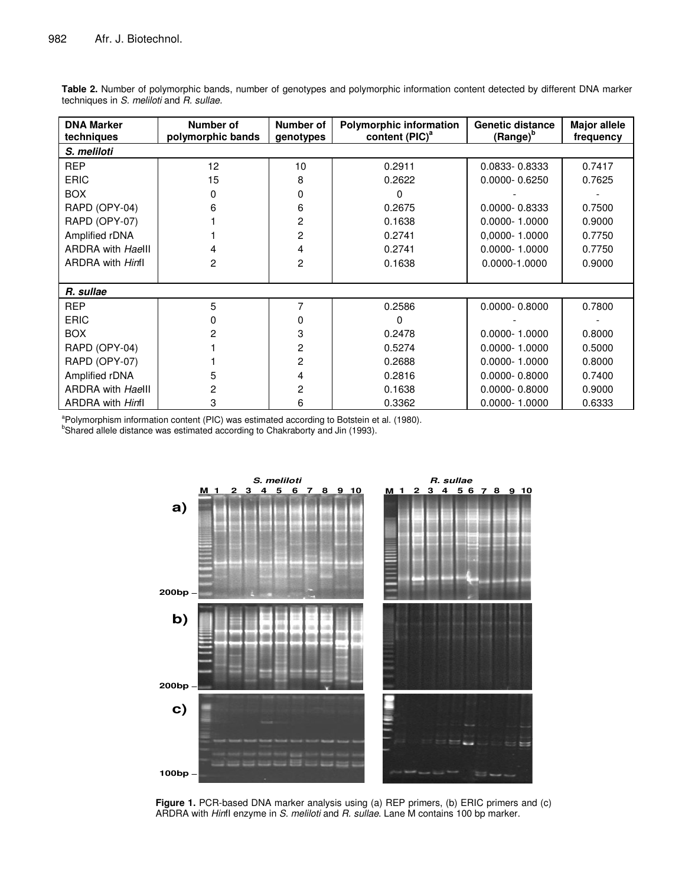**Table 2.** Number of polymorphic bands, number of genotypes and polymorphic information content detected by different DNA marker techniques in *S. meliloti* and *R. sullae*.

| DNA Marker techniques | Number of polymorphic bands | Number of genotypes | Polymorphic information content (PIC)[a] | Genetic distance (Range)[b] | Major allele frequency |
|---|---|---|---|---|---|
| ***S. meliloti*** | | | | | |
| REP | 12 | 10 | 0.2911 | 0.0833- 0.8333 | 0.7417 |
| ERIC | 15 | 8 | 0.2622 | 0.0000- 0.6250 | 0.7625 |
| BOX | 0 | 0 | 0 | - | - |
| RAPD (OPY-04) | 6 | 6 | 0.2675 | 0.0000- 0.8333 | 0.7500 |
| RAPD (OPY-07) | 1 | 2 | 0.1638 | 0.0000- 1.0000 | 0.9000 |
| Amplified rDNA | 1 | 2 | 0.2741 | 0,0000- 1.0000 | 0.7750 |
| ARDRA with *Hae*III | 4 | 4 | 0.2741 | 0.0000- 1.0000 | 0.7750 |
| ARDRA with *Hin*fI | 2 | 2 | 0.1638 | 0.0000-1.0000 | 0.9000 |
| ***R. sullae*** | | | | | |
| REP | 5 | 7 | 0.2586 | 0.0000- 0.8000 | 0.7800 |
| ERIC | 0 | 0 | 0 | - | - |
| BOX | 2 | 3 | 0.2478 | 0.0000- 1.0000 | 0.8000 |
| RAPD (OPY-04) | 1 | 2 | 0.5274 | 0.0000- 1.0000 | 0.5000 |
| RAPD (OPY-07) | 1 | 2 | 0.2688 | 0.0000- 1.0000 | 0.8000 |
| Amplified rDNA | 5 | 4 | 0.2816 | 0.0000- 0.8000 | 0.7400 |
| ARDRA with *Hae*III | 2 | 2 | 0.1638 | 0.0000- 0.8000 | 0.9000 |
| ARDRA with *Hin*fI | 3 | 6 | 0.3362 | 0.0000- 1.0000 | 0.6333 |

[a]Polymorphism information content (PIC) was estimated according to Botstein et al. (1980).
[b]Shared allele distance was estimated according to Chakraborty and Jin (1993).

**Figure 1.** PCR-based DNA marker analysis using (a) REP primers, (b) ERIC primers and (c) ARDRA with *Hin*fI enzyme in *S. meliloti* and *R. sullae*. Lane M contains 100 bp marker.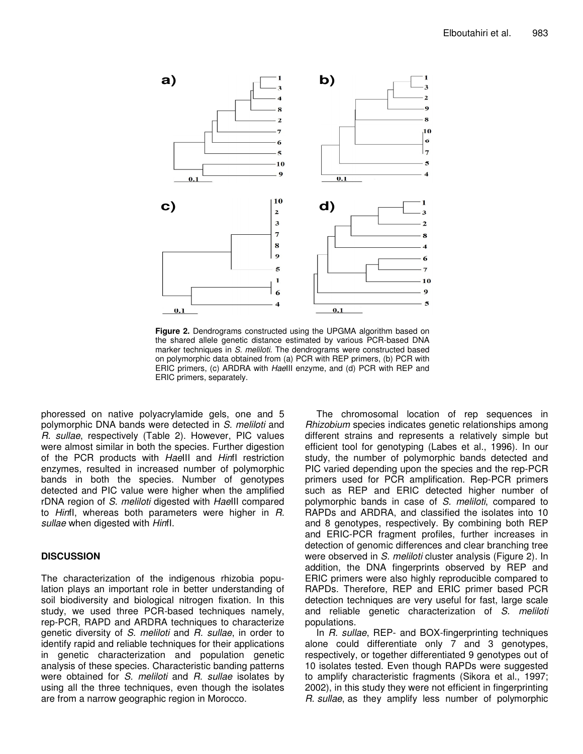Figure 2. Dendrograms constructed using the UPGMA algorithm based on the shared allele genetic distance estimated by various PCR-based DNA marker techniques in *S. meliloti*. The dendrograms were constructed based on polymorphic data obtained from (a) PCR with REP primers, (b) PCR with ERIC primers, (c) ARDRA with *Hae*III enzyme, and (d) PCR with REP and ERIC primers, separately.

phoressed on native polyacrylamide gels, one and 5 polymorphic DNA bands were detected in *S. meliloti* and *R. sullae*, respectively (Table 2). However, PIC values were almost similar in both the species. Further digestion of the PCR products with *Hae*III and *Hin*fI restriction enzymes, resulted in increased number of polymorphic bands in both the species. Number of genotypes detected and PIC value were higher when the amplified rDNA region of *S. meliloti* digested with *Hae*III compared to *Hin*fI, whereas both parameters were higher in *R. sullae* when digested with *Hin*fI.

## DISCUSSION

The characterization of the indigenous rhizobia population plays an important role in better understanding of soil biodiversity and biological nitrogen fixation. In this study, we used three PCR-based techniques namely, rep-PCR, RAPD and ARDRA techniques to characterize genetic diversity of *S. meliloti* and *R. sullae*, in order to identify rapid and reliable techniques for their applications in genetic characterization and population genetic analysis of these species. Characteristic banding patterns were obtained for *S. meliloti* and *R. sullae* isolates by using all the three techniques, even though the isolates are from a narrow geographic region in Morocco.

The chromosomal location of rep sequences in *Rhizobium* species indicates genetic relationships among different strains and represents a relatively simple but efficient tool for genotyping (Labes et al., 1996). In our study, the number of polymorphic bands detected and PIC varied depending upon the species and the rep-PCR primers used for PCR amplification. Rep-PCR primers such as REP and ERIC detected higher number of polymorphic bands in case of *S. meliloti*, compared to RAPDs and ARDRA, and classified the isolates into 10 and 8 genotypes, respectively. By combining both REP and ERIC-PCR fragment profiles, further increases in detection of genomic differences and clear branching tree were observed in *S. meliloti* cluster analysis (Figure 2). In addition, the DNA fingerprints observed by REP and ERIC primers were also highly reproducible compared to RAPDs. Therefore, REP and ERIC primer based PCR detection techniques are very useful for fast, large scale and reliable genetic characterization of *S. meliloti* populations.

In *R. sullae*, REP- and BOX-fingerprinting techniques alone could differentiate only 7 and 3 genotypes, respectively, or together differentiated 9 genotypes out of 10 isolates tested. Even though RAPDs were suggested to amplify characteristic fragments (Sikora et al., 1997; 2002), in this study they were not efficient in fingerprinting *R. sullae*, as they amplify less number of polymorphic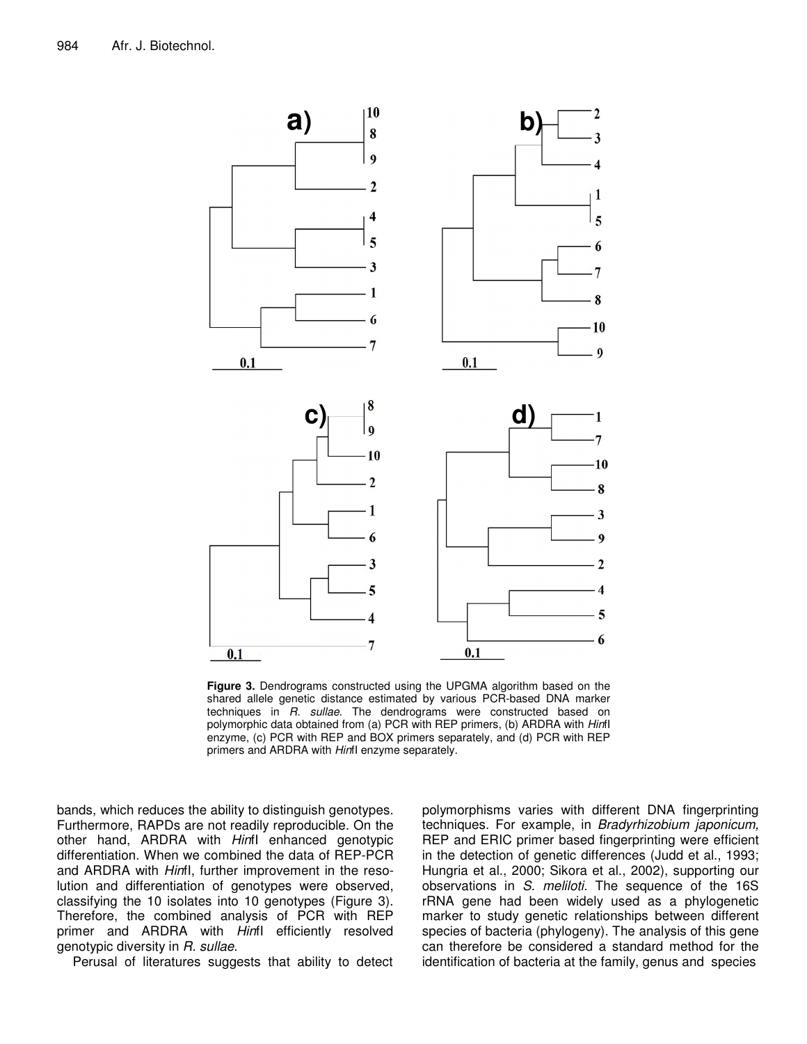**Figure 3.** Dendrograms constructed using the UPGMA algorithm based on the shared allele genetic distance estimated by various PCR-based DNA marker techniques in *R. sullae*. The dendrograms were constructed based on polymorphic data obtained from (a) PCR with REP primers, (b) ARDRA with *Hin*fI enzyme, (c) PCR with REP and BOX primers separately, and (d) PCR with REP primers and ARDRA with *Hin*fI enzyme separately.

bands, which reduces the ability to distinguish genotypes. Furthermore, RAPDs are not readily reproducible. On the other hand, ARDRA with *Hin*fI enhanced genotypic differentiation. When we combined the data of REP-PCR and ARDRA with *Hin*fI, further improvement in the resolution and differentiation of genotypes were observed, classifying the 10 isolates into 10 genotypes (Figure 3). Therefore, the combined analysis of PCR with REP primer and ARDRA with *Hin*fI efficiently resolved genotypic diversity in *R. sullae*.

Perusal of literatures suggests that ability to detect polymorphisms varies with different DNA fingerprinting techniques. For example, in *Bradyrhizobium japonicum,* REP and ERIC primer based fingerprinting were efficient in the detection of genetic differences (Judd et al., 1993; Hungria et al., 2000; Sikora et al., 2002), supporting our observations in *S. meliloti*. The sequence of the 16S rRNA gene had been widely used as a phylogenetic marker to study genetic relationships between different species of bacteria (phylogeny). The analysis of this gene can therefore be considered a standard method for the identification of bacteria at the family, genus and species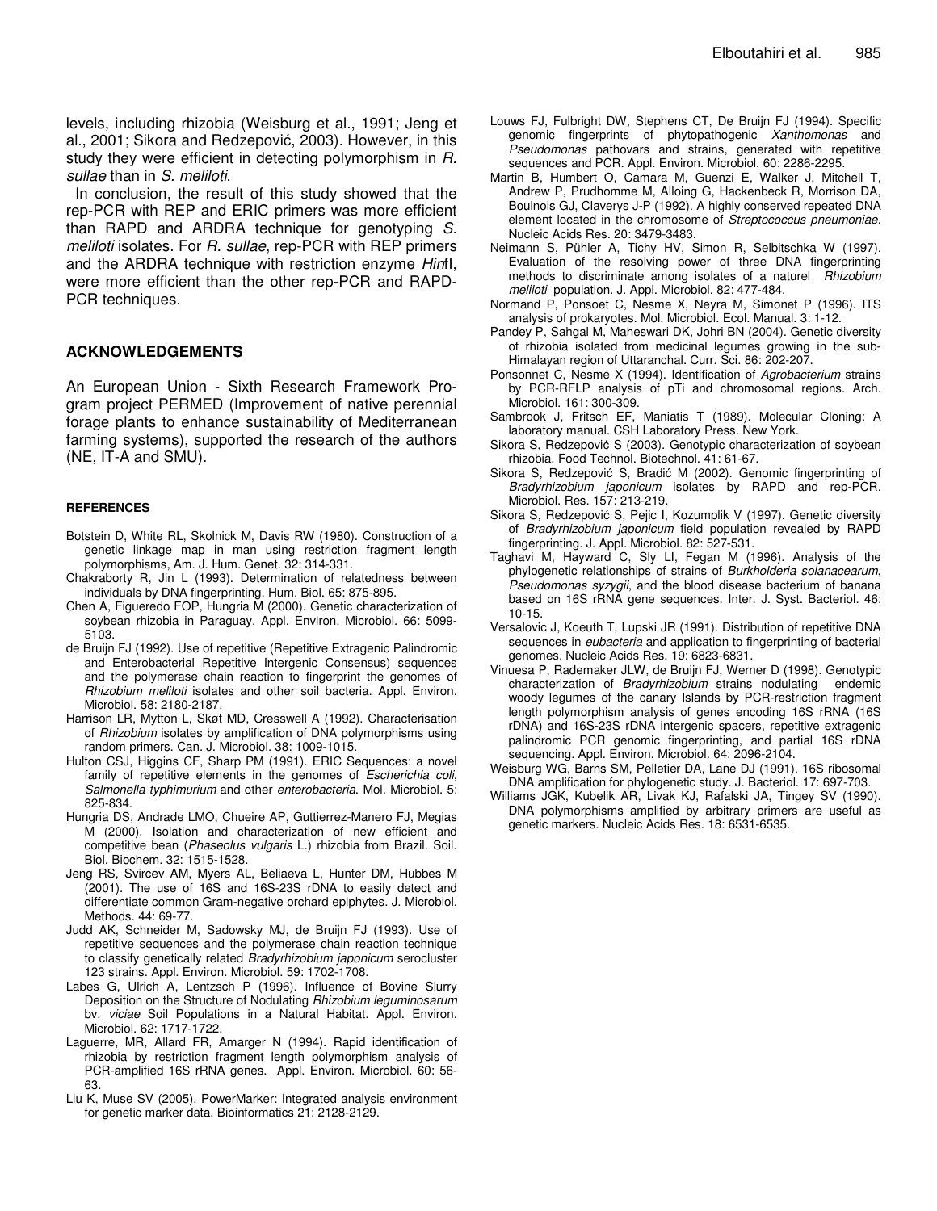levels, including rhizobia (Weisburg et al., 1991; Jeng et al., 2001; Sikora and Redzepović, 2003). However, in this study they were efficient in detecting polymorphism in *R. sullae* than in *S. meliloti*.

In conclusion, the result of this study showed that the rep-PCR with REP and ERIC primers was more efficient than RAPD and ARDRA technique for genotyping *S. meliloti* isolates. For *R. sullae*, rep-PCR with REP primers and the ARDRA technique with restriction enzyme *Hin*fI, were more efficient than the other rep-PCR and RAPD-PCR techniques.

## ACKNOWLEDGEMENTS

An European Union - Sixth Research Framework Program project PERMED (Improvement of native perennial forage plants to enhance sustainability of Mediterranean farming systems), supported the research of the authors (NE, IT-A and SMU).

## REFERENCES

Botstein D, White RL, Skolnick M, Davis RW (1980). Construction of a genetic linkage map in man using restriction fragment length polymorphisms, Am. J. Hum. Genet. 32: 314-331.

Chakraborty R, Jin L (1993). Determination of relatedness between individuals by DNA fingerprinting. Hum. Biol. 65: 875-895.

Chen A, Figueredo FOP, Hungria M (2000). Genetic characterization of soybean rhizobia in Paraguay. Appl. Environ. Microbiol. 66: 5099-5103.

de Bruijn FJ (1992). Use of repetitive (Repetitive Extragenic Palindromic and Enterobacterial Repetitive Intergenic Consensus) sequences and the polymerase chain reaction to fingerprint the genomes of *Rhizobium meliloti* isolates and other soil bacteria. Appl. Environ. Microbiol. 58: 2180-2187.

Harrison LR, Mytton L, Skøt MD, Cresswell A (1992). Characterisation of *Rhizobium* isolates by amplification of DNA polymorphisms using random primers. Can. J. Microbiol. 38: 1009-1015.

Hulton CSJ, Higgins CF, Sharp PM (1991). ERIC Sequences: a novel family of repetitive elements in the genomes of *Escherichia coli*, *Salmonella typhimurium* and other *enterobacteria*. Mol. Microbiol. 5: 825-834.

Hungria DS, Andrade LMO, Chueire AP, Guttierrez-Manero FJ, Megias M (2000). Isolation and characterization of new efficient and competitive bean (*Phaseolus vulgaris* L.) rhizobia from Brazil. Soil. Biol. Biochem. 32: 1515-1528.

Jeng RS, Svircev AM, Myers AL, Beliaeva L, Hunter DM, Hubbes M (2001). The use of 16S and 16S-23S rDNA to easily detect and differentiate common Gram-negative orchard epiphytes. J. Microbiol. Methods. 44: 69-77.

Judd AK, Schneider M, Sadowsky MJ, de Bruijn FJ (1993). Use of repetitive sequences and the polymerase chain reaction technique to classify genetically related *Bradyrhizobium japonicum* serocluster 123 strains. Appl. Environ. Microbiol. 59: 1702-1708.

Labes G, Ulrich A, Lentzsch P (1996). Influence of Bovine Slurry Deposition on the Structure of Nodulating *Rhizobium leguminosarum* bv. *viciae* Soil Populations in a Natural Habitat. Appl. Environ. Microbiol. 62: 1717-1722.

Laguerre, MR, Allard FR, Amarger N (1994). Rapid identification of rhizobia by restriction fragment length polymorphism analysis of PCR-amplified 16S rRNA genes. Appl. Environ. Microbiol. 60: 56-63.

Liu K, Muse SV (2005). PowerMarker: Integrated analysis environment for genetic marker data. Bioinformatics 21: 2128-2129.

Louws FJ, Fulbright DW, Stephens CT, De Bruijn FJ (1994). Specific genomic fingerprints of phytopathogenic *Xanthomonas* and *Pseudomonas* pathovars and strains, generated with repetitive sequences and PCR. Appl. Environ. Microbiol. 60: 2286-2295.

Martin B, Humbert O, Camara M, Guenzi E, Walker J, Mitchell T, Andrew P, Prudhomme M, Alloing G, Hackenbeck R, Morrison DA, Boulnois GJ, Claverys J-P (1992). A highly conserved repeated DNA element located in the chromosome of *Streptococcus pneumoniae*. Nucleic Acids Res. 20: 3479-3483.

Neimann S, Pühler A, Tichy HV, Simon R, Selbitschka W (1997). Evaluation of the resolving power of three DNA fingerprinting methods to discriminate among isolates of a naturel *Rhizobium meliloti* population. J. Appl. Microbiol. 82: 477-484.

Normand P, Ponsoet C, Nesme X, Neyra M, Simonet P (1996). ITS analysis of prokaryotes. Mol. Microbiol. Ecol. Manual. 3: 1-12.

Pandey P, Sahgal M, Maheswari DK, Johri BN (2004). Genetic diversity of rhizobia isolated from medicinal legumes growing in the sub-Himalayan region of Uttaranchal. Curr. Sci. 86: 202-207.

Ponsonnet C, Nesme X (1994). Identification of *Agrobacterium* strains by PCR-RFLP analysis of pTi and chromosomal regions. Arch. Microbiol. 161: 300-309.

Sambrook J, Fritsch EF, Maniatis T (1989). Molecular Cloning: A laboratory manual. CSH Laboratory Press. New York.

Sikora S, Redzepović S (2003). Genotypic characterization of soybean rhizobia. Food Technol. Biotechnol. 41: 61-67.

Sikora S, Redzepović S, Bradić M (2002). Genomic fingerprinting of *Bradyrhizobium japonicum* isolates by RAPD and rep-PCR. Microbiol. Res. 157: 213-219.

Sikora S, Redzepović S, Pejic I, Kozumplik V (1997). Genetic diversity of *Bradyrhizobium japonicum* field population revealed by RAPD fingerprinting. J. Appl. Microbiol. 82: 527-531.

Taghavi M, Hayward C, Sly LI, Fegan M (1996). Analysis of the phylogenetic relationships of strains of *Burkholderia solanacearum*, *Pseudomonas syzygii*, and the blood disease bacterium of banana based on 16S rRNA gene sequences. Inter. J. Syst. Bacteriol. 46: 10-15.

Versalovic J, Koeuth T, Lupski JR (1991). Distribution of repetitive DNA sequences in *eubacteria* and application to fingerprinting of bacterial genomes. Nucleic Acids Res. 19: 6823-6831.

Vinuesa P, Rademaker JLW, de Bruijn FJ, Werner D (1998). Genotypic characterization of *Bradyrhizobium* strains nodulating endemic woody legumes of the canary Islands by PCR-restriction fragment length polymorphism analysis of genes encoding 16S rRNA (16S rDNA) and 16S-23S rDNA intergenic spacers, repetitive extragenic palindromic PCR genomic fingerprinting, and partial 16S rDNA sequencing. Appl. Environ. Microbiol. 64: 2096-2104.

Weisburg WG, Barns SM, Pelletier DA, Lane DJ (1991). 16S ribosomal DNA amplification for phylogenetic study. J. Bacteriol. 17: 697-703.

Williams JGK, Kubelik AR, Livak KJ, Rafalski JA, Tingey SV (1990). DNA polymorphisms amplified by arbitrary primers are useful as genetic markers. Nucleic Acids Res. 18: 6531-6535.